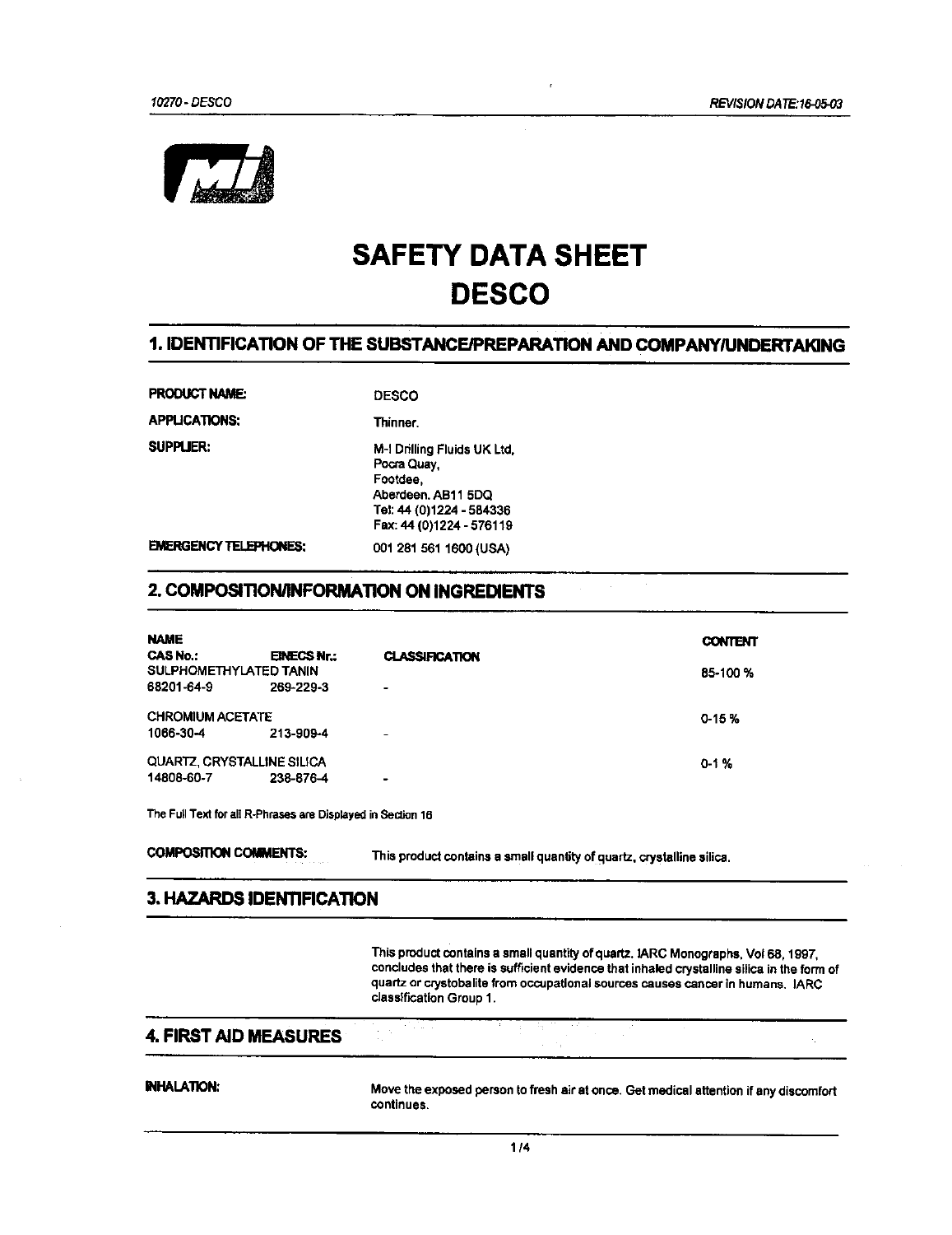# SAFETY DATA SHEET
# DESCO

## 1. IDENTIFICATION OF THE SUBSTANCE/PREPARATION AND COMPANY/UNDERTAKING

**PRODUCT NAME:** DESCO

**APPLICATIONS:** Thinner.

**SUPPLIER:** M-I Drilling Fluids UK Ltd,
Pocra Quay,
Footdee,
Aberdeen. AB11 5DQ
Tel: 44 (0)1224 - 584336
Fax: 44 (0)1224 - 576119

**EMERGENCY TELEPHONES:** 001 281 561 1600 (USA)

## 2. COMPOSITION/INFORMATION ON INGREDIENTS

| NAME | | | |
|---|---|---|---|
| CAS No.: | EINECS Nr.: | CLASSIFICATION | CONTENT |
| SULPHOMETHYLATED TANIN | | | 85-100 % |
| 68201-64-9 | 269-229-3 | - | |
| CHROMIUM ACETATE | | | 0-15 % |
| 1066-30-4 | 213-909-4 | - | |
| QUARTZ, CRYSTALLINE SILICA | | | 0-1 % |
| 14808-60-7 | 238-876-4 | - | |

The Full Text for all R-Phrases are Displayed in Section 16

**COMPOSITION COMMENTS:** This product contains a small quantity of quartz, crystalline silica.

## 3. HAZARDS IDENTIFICATION

This product contains a small quantity of quartz. IARC Monographs, Vol 68, 1997, concludes that there is sufficient evidence that inhaled crystalline silica in the form of quartz or crystobalite from occupational sources causes cancer in humans. IARC classification Group 1.

## 4. FIRST AID MEASURES

**INHALATION:** Move the exposed person to fresh air at once. Get medical attention if any discomfort continues.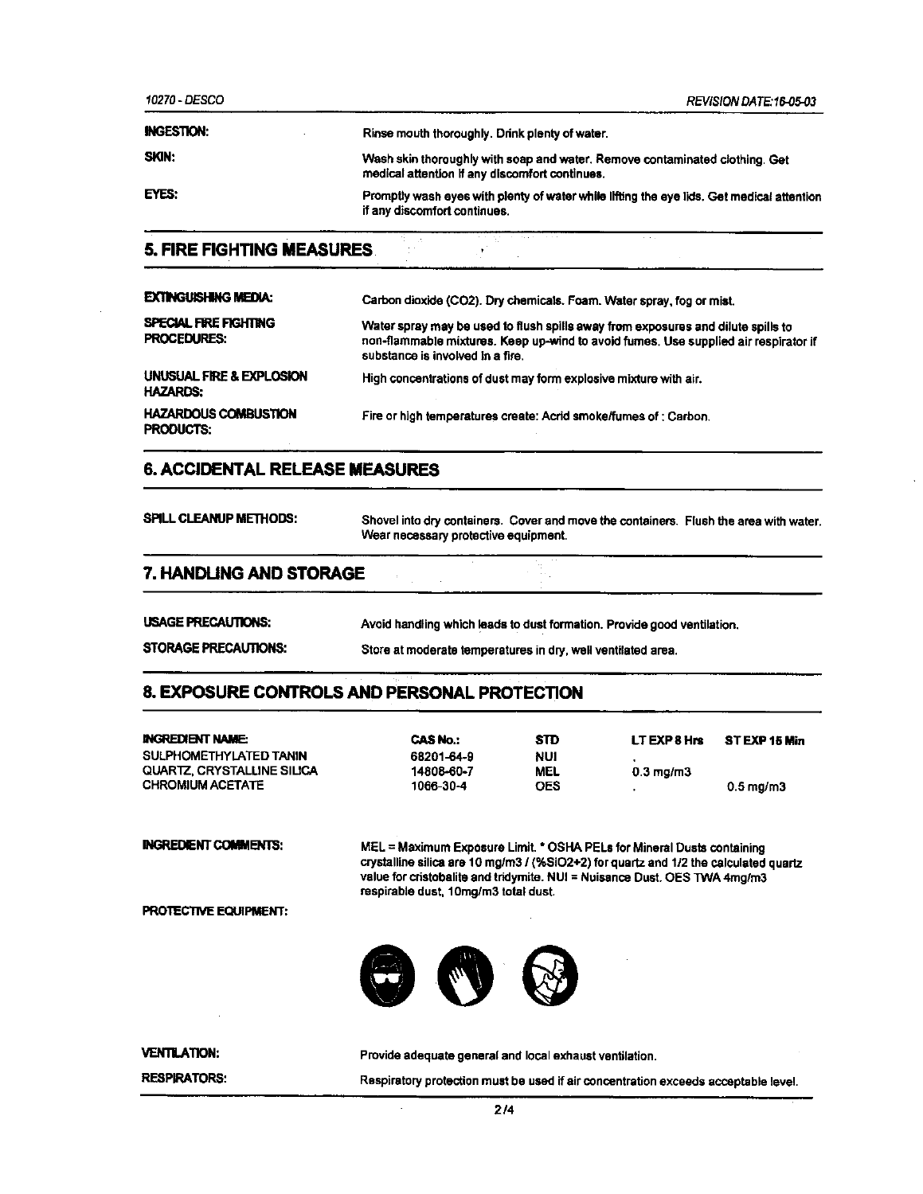| | |
|---|---|
| **INGESTION:** | Rinse mouth thoroughly. Drink plenty of water. |
| **SKIN:** | Wash skin thoroughly with soap and water. Remove contaminated clothing. Get medical attention if any discomfort continues. |
| **EYES:** | Promptly wash eyes with plenty of water while lifting the eye lids. Get medical attention if any discomfort continues. |

## 5. FIRE FIGHTING MEASURES

| | |
|---|---|
| **EXTINGUISHING MEDIA:** | Carbon dioxide ($CO_2$). Dry chemicals. Foam. Water spray, fog or mist. |
| **SPECIAL FIRE FIGHTING PROCEDURES:** | Water spray may be used to flush spills away from exposures and dilute spills to non-flammable mixtures. Keep up-wind to avoid fumes. Use supplied air respirator if substance is involved in a fire. |
| **UNUSUAL FIRE & EXPLOSION HAZARDS:** | High concentrations of dust may form explosive mixture with air. |
| **HAZARDOUS COMBUSTION PRODUCTS:** | Fire or high temperatures create: Acrid smoke/fumes of : Carbon. |

## 6. ACCIDENTAL RELEASE MEASURES

| | |
|---|---|
| **SPILL CLEANUP METHODS:** | Shovel into dry containers. Cover and move the containers. Flush the area with water. Wear necessary protective equipment. |

## 7. HANDLING AND STORAGE

| | |
|---|---|
| **USAGE PRECAUTIONS:** | Avoid handling which leads to dust formation. Provide good ventilation. |
| **STORAGE PRECAUTIONS:** | Store at moderate temperatures in dry, well ventilated area. |

## 8. EXPOSURE CONTROLS AND PERSONAL PROTECTION

| INGREDIENT NAME: | CAS No.: | STD | LT EXP 8 Hrs | ST EXP 15 Min |
|---|---|---|---|---|
| SULPHOMETHYLATED TANIN | 68201-64-9 | NUI | * | |
| QUARTZ, CRYSTALLINE SILICA | 14808-60-7 | MEL | 0.3 mg/m3 | |
| CHROMIUM ACETATE | 1066-30-4 | OES | * | 0.5 mg/m3 |

| | |
|---|---|
| **INGREDIENT COMMENTS:** | MEL = Maximum Exposure Limit. * OSHA PELs for Mineral Dusts containing crystalline silica are 10 mg/m3 / (%SiO2+2) for quartz and 1/2 the calculated quartz value for cristobalite and tridymite. NUI = Nuisance Dust. OES TWA 4mg/m3 respirable dust, 10mg/m3 total dust. |
| **PROTECTIVE EQUIPMENT:** | |
| **VENTILATION:** | Provide adequate general and local exhaust ventilation. |
| **RESPIRATORS:** | Respiratory protection must be used if air concentration exceeds acceptable level. |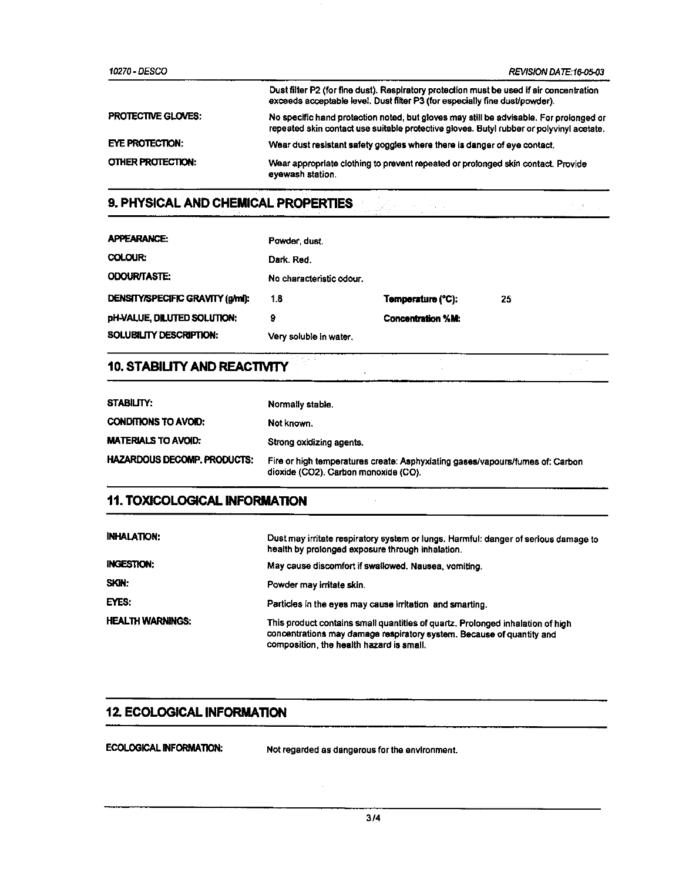| | |
|---|---|
| | Dust filter P2 (for fine dust). Respiratory protection must be used if air concentration exceeds acceptable level. Dust filter P3 (for especially fine dust/powder). |
| **PROTECTIVE GLOVES:** | No specific hand protection noted, but gloves may still be advisable. For prolonged or repeated skin contact use suitable protective gloves. Butyl rubber or polyvinyl acetate. |
| **EYE PROTECTION:** | Wear dust resistant safety goggles where there is danger of eye contact. |
| **OTHER PROTECTION:** | Wear appropriate clothing to prevent repeated or prolonged skin contact. Provide eyewash station. |

## 9. PHYSICAL AND CHEMICAL PROPERTIES

| | | | |
|---|---|---|---|
| **APPEARANCE:** | Powder, dust. | | |
| **COLOUR:** | Dark. Red. | | |
| **ODOUR/TASTE:** | No characteristic odour. | | |
| **DENSITY/SPECIFIC GRAVITY (g/ml):** | 1.8 | **Temperature (°C):** | 25 |
| **pH-VALUE, DILUTED SOLUTION:** | 9 | **Concentration %M:** | |
| **SOLUBILITY DESCRIPTION:** | Very soluble in water. | | |

## 10. STABILITY AND REACTIVITY

| | |
|---|---|
| **STABILITY:** | Normally stable. |
| **CONDITIONS TO AVOID:** | Not known. |
| **MATERIALS TO AVOID:** | Strong oxidizing agents. |
| **HAZARDOUS DECOMP. PRODUCTS:** | Fire or high temperatures create: Asphyxiating gases/vapours/fumes of: Carbon dioxide ($CO_2$). Carbon monoxide (CO). |

## 11. TOXICOLOGICAL INFORMATION

| | |
|---|---|
| **INHALATION:** | Dust may irritate respiratory system or lungs. Harmful: danger of serious damage to health by prolonged exposure through inhalation. |
| **INGESTION:** | May cause discomfort if swallowed. Nausea, vomiting. |
| **SKIN:** | Powder may irritate skin. |
| **EYES:** | Particles in the eyes may cause irritation and smarting. |
| **HEALTH WARNINGS:** | This product contains small quantities of quartz. Prolonged inhalation of high concentrations may damage respiratory system. Because of quantity and composition, the health hazard is small. |

## 12. ECOLOGICAL INFORMATION

| | |
|---|---|
| **ECOLOGICAL INFORMATION:** | Not regarded as dangerous for the environment. |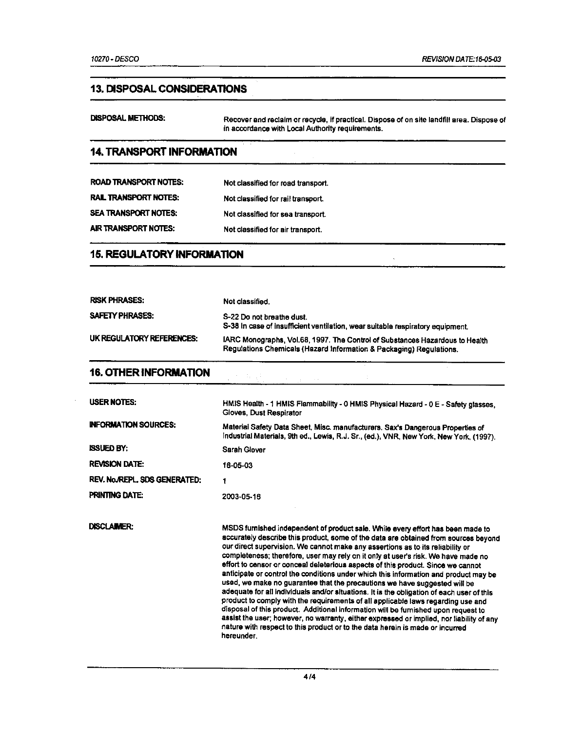## 13. DISPOSAL CONSIDERATIONS

| | |
|---|---|
| **DISPOSAL METHODS:** | Recover and reclaim or recycle, if practical. Dispose of on site landfill area. Dispose of in accordance with Local Authority requirements. |

## 14. TRANSPORT INFORMATION

| | |
|---|---|
| **ROAD TRANSPORT NOTES:** | Not classified for road transport. |
| **RAIL TRANSPORT NOTES:** | Not classified for rail transport. |
| **SEA TRANSPORT NOTES:** | Not classified for sea transport. |
| **AIR TRANSPORT NOTES:** | Not classified for air transport. |

## 15. REGULATORY INFORMATION

| | |
|---|---|
| **RISK PHRASES:** | Not classified. |
| **SAFETY PHRASES:** | S-22 Do not breathe dust.<br>S-38 In case of insufficient ventilation, wear suitable respiratory equipment. |
| **UK REGULATORY REFERENCES:** | IARC Monographs, Vol.68, 1997. The Control of Substances Hazardous to Health Regulations Chemicals (Hazard Information & Packaging) Regulations. |

## 16. OTHER INFORMATION

| | |
|---|---|
| **USER NOTES:** | HMIS Health - 1 HMIS Flammability - 0 HMIS Physical Hazard - 0 E - Safety glasses, Gloves, Dust Respirator |
| **INFORMATION SOURCES:** | Material Safety Data Sheet, Misc. manufacturers. Sax's Dangerous Properties of Industrial Materials, 9th ed., Lewis, R.J. Sr., (ed.), VNR, New York, New York, (1997). |
| **ISSUED BY:** | Sarah Glover |
| **REVISION DATE:** | 16-05-03 |
| **REV. No./REPL. SDS GENERATED:** | 1 |
| **PRINTING DATE:** | 2003-05-16 |
| **DISCLAIMER:** | MSDS furnished independent of product sale. While every effort has been made to accurately describe this product, some of the data are obtained from sources beyond our direct supervision. We cannot make any assertions as to its reliability or completeness; therefore, user may rely on it only at user's risk. We have made no effort to censor or conceal deleterious aspects of this product. Since we cannot anticipate or control the conditions under which this information and product may be used, we make no guarantee that the precautions we have suggested will be adequate for all individuals and/or situations. It is the obligation of each user of this product to comply with the requirements of all applicable laws regarding use and disposal of this product. Additional information will be furnished upon request to assist the user; however, no warranty, either expressed or implied, nor liability of any nature with respect to this product or to the data herein is made or incurred hereunder. |